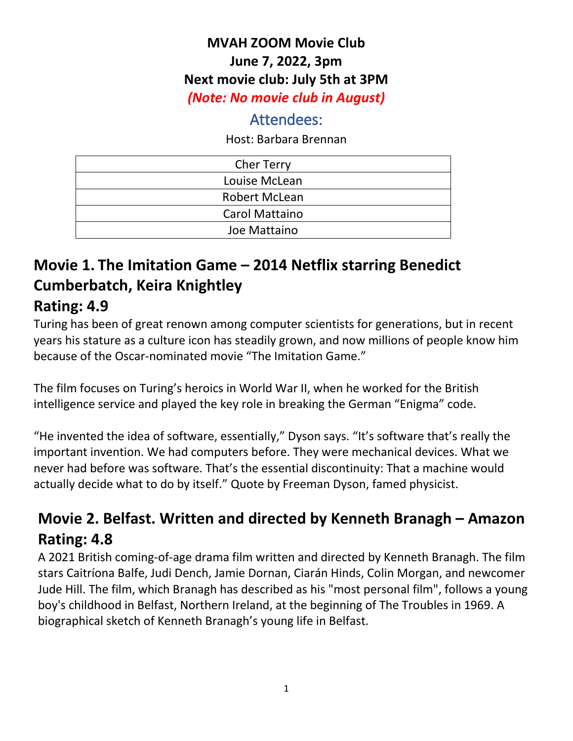# MVAH ZOOM Movie Club

**June 7, 2022, 3pm**

**Next movie club: July 5th at 3PM**

***(Note: No movie club in August)***

## Attendees:

Host: Barbara Brennan

| Cher Terry |
|---|
| Louise McLean |
| Robert McLean |
| Carol Mattaino |
| Joe Mattaino |

## Movie 1. The Imitation Game – 2014 Netflix starring Benedict Cumberbatch, Keira Knightley

## Rating: 4.9

Turing has been of great renown among computer scientists for generations, but in recent years his stature as a culture icon has steadily grown, and now millions of people know him because of the Oscar-nominated movie “The Imitation Game.”

The film focuses on Turing’s heroics in World War II, when he worked for the British intelligence service and played the key role in breaking the German “Enigma” code.

“He invented the idea of software, essentially,” Dyson says. “It’s software that’s really the important invention. We had computers before. They were mechanical devices. What we never had before was software. That’s the essential discontinuity: That a machine would actually decide what to do by itself.” Quote by Freeman Dyson, famed physicist.

## Movie 2. Belfast. Written and directed by Kenneth Branagh – Amazon

## Rating: 4.8

A 2021 British coming-of-age drama film written and directed by Kenneth Branagh. The film stars Caitríona Balfe, Judi Dench, Jamie Dornan, Ciarán Hinds, Colin Morgan, and newcomer Jude Hill. The film, which Branagh has described as his "most personal film", follows a young boy's childhood in Belfast, Northern Ireland, at the beginning of The Troubles in 1969. A biographical sketch of Kenneth Branagh’s young life in Belfast.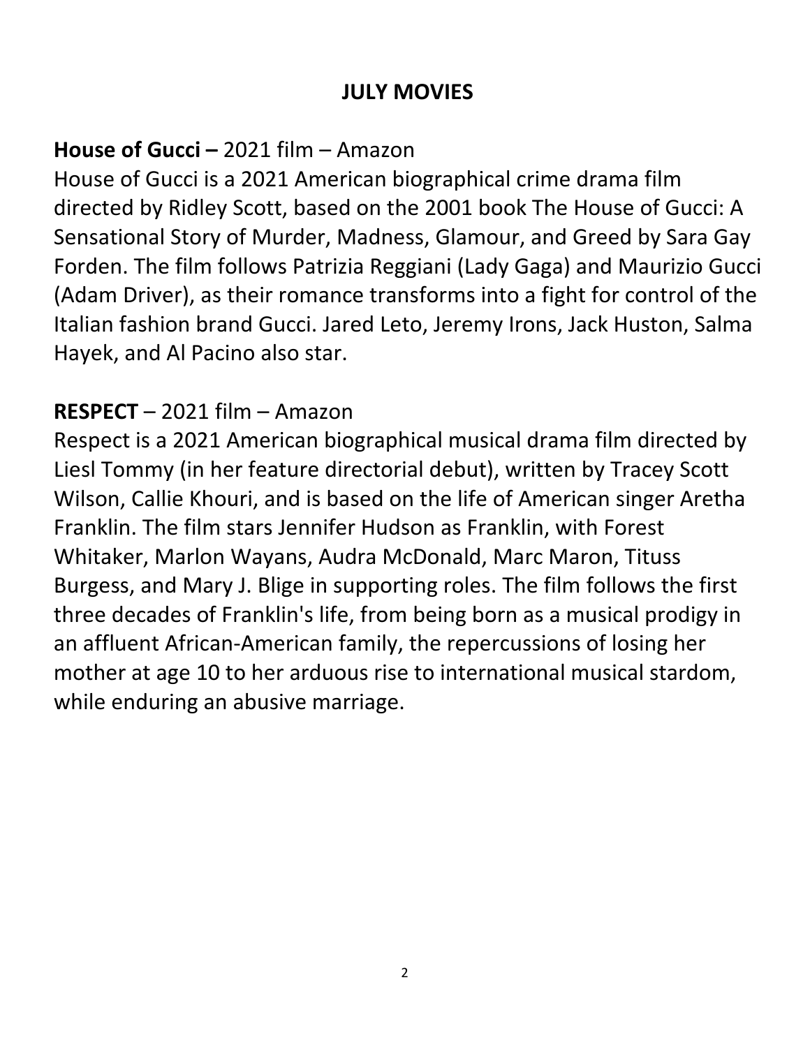## JULY MOVIES

**House of Gucci –** 2021 film – Amazon

House of Gucci is a 2021 American biographical crime drama film directed by Ridley Scott, based on the 2001 book The House of Gucci: A Sensational Story of Murder, Madness, Glamour, and Greed by Sara Gay Forden. The film follows Patrizia Reggiani (Lady Gaga) and Maurizio Gucci (Adam Driver), as their romance transforms into a fight for control of the Italian fashion brand Gucci. Jared Leto, Jeremy Irons, Jack Huston, Salma Hayek, and Al Pacino also star.

**RESPECT** – 2021 film – Amazon

Respect is a 2021 American biographical musical drama film directed by Liesl Tommy (in her feature directorial debut), written by Tracey Scott Wilson, Callie Khouri, and is based on the life of American singer Aretha Franklin. The film stars Jennifer Hudson as Franklin, with Forest Whitaker, Marlon Wayans, Audra McDonald, Marc Maron, Tituss Burgess, and Mary J. Blige in supporting roles. The film follows the first three decades of Franklin's life, from being born as a musical prodigy in an affluent African-American family, the repercussions of losing her mother at age 10 to her arduous rise to international musical stardom, while enduring an abusive marriage.